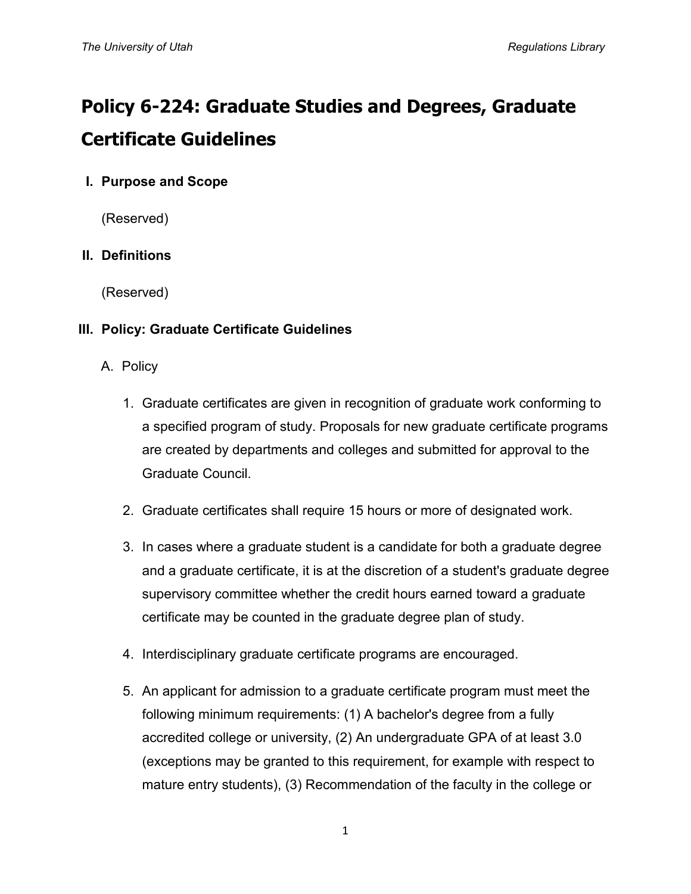# Policy 6-224: Graduate Studies and Degrees, Graduate Certificate Guidelines

## I. Purpose and Scope

(Reserved)

## II. Definitions

(Reserved)

## III. Policy: Graduate Certificate Guidelines

A. Policy

1. Graduate certificates are given in recognition of graduate work conforming to a specified program of study. Proposals for new graduate certificate programs are created by departments and colleges and submitted for approval to the Graduate Council.

2. Graduate certificates shall require 15 hours or more of designated work.

3. In cases where a graduate student is a candidate for both a graduate degree and a graduate certificate, it is at the discretion of a student's graduate degree supervisory committee whether the credit hours earned toward a graduate certificate may be counted in the graduate degree plan of study.

4. Interdisciplinary graduate certificate programs are encouraged.

5. An applicant for admission to a graduate certificate program must meet the following minimum requirements: (1) A bachelor's degree from a fully accredited college or university, (2) An undergraduate GPA of at least 3.0 (exceptions may be granted to this requirement, for example with respect to mature entry students), (3) Recommendation of the faculty in the college or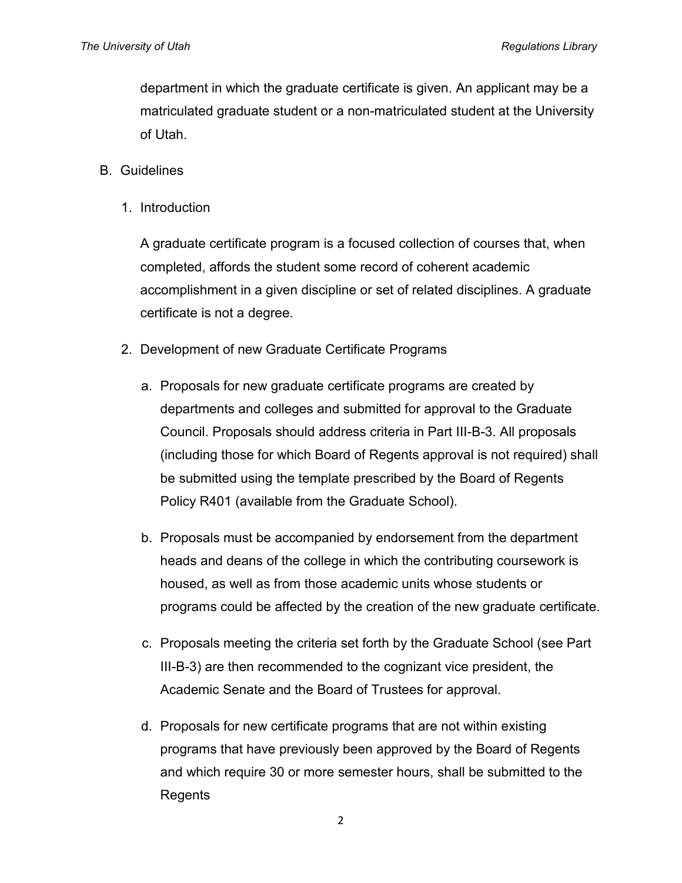department in which the graduate certificate is given. An applicant may be a matriculated graduate student or a non-matriculated student at the University of Utah.

B. Guidelines

1. Introduction

   A graduate certificate program is a focused collection of courses that, when completed, affords the student some record of coherent academic accomplishment in a given discipline or set of related disciplines. A graduate certificate is not a degree.

2. Development of new Graduate Certificate Programs

   a. Proposals for new graduate certificate programs are created by departments and colleges and submitted for approval to the Graduate Council. Proposals should address criteria in Part III-B-3. All proposals (including those for which Board of Regents approval is not required) shall be submitted using the template prescribed by the Board of Regents Policy R401 (available from the Graduate School).

   b. Proposals must be accompanied by endorsement from the department heads and deans of the college in which the contributing coursework is housed, as well as from those academic units whose students or programs could be affected by the creation of the new graduate certificate.

   c. Proposals meeting the criteria set forth by the Graduate School (see Part III-B-3) are then recommended to the cognizant vice president, the Academic Senate and the Board of Trustees for approval.

   d. Proposals for new certificate programs that are not within existing programs that have previously been approved by the Board of Regents and which require 30 or more semester hours, shall be submitted to the Regents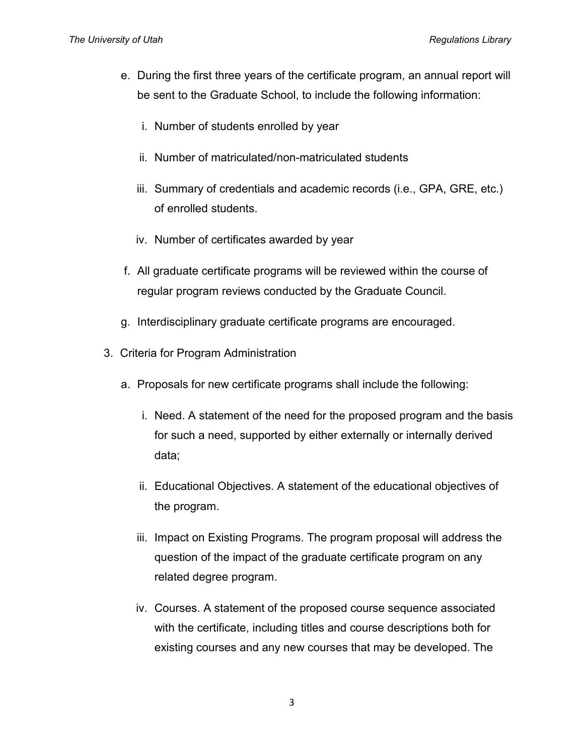e. During the first three years of the certificate program, an annual report will be sent to the Graduate School, to include the following information:

   i. Number of students enrolled by year

   ii. Number of matriculated/non-matriculated students

   iii. Summary of credentials and academic records (i.e., GPA, GRE, etc.) of enrolled students.

   iv. Number of certificates awarded by year

f. All graduate certificate programs will be reviewed within the course of regular program reviews conducted by the Graduate Council.

g. Interdisciplinary graduate certificate programs are encouraged.

3. Criteria for Program Administration

   a. Proposals for new certificate programs shall include the following:

      i. Need. A statement of the need for the proposed program and the basis for such a need, supported by either externally or internally derived data;

      ii. Educational Objectives. A statement of the educational objectives of the program.

      iii. Impact on Existing Programs. The program proposal will address the question of the impact of the graduate certificate program on any related degree program.

      iv. Courses. A statement of the proposed course sequence associated with the certificate, including titles and course descriptions both for existing courses and any new courses that may be developed. The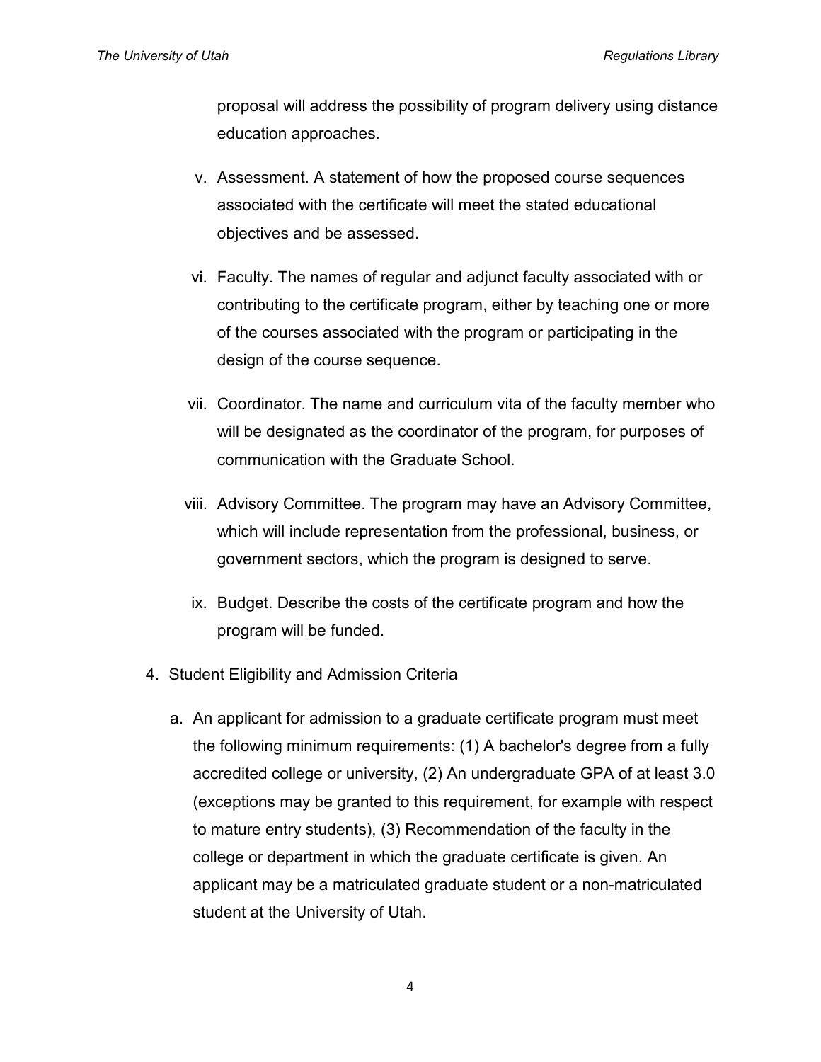proposal will address the possibility of program delivery using distance education approaches.

v. Assessment. A statement of how the proposed course sequences associated with the certificate will meet the stated educational objectives and be assessed.

vi. Faculty. The names of regular and adjunct faculty associated with or contributing to the certificate program, either by teaching one or more of the courses associated with the program or participating in the design of the course sequence.

vii. Coordinator. The name and curriculum vita of the faculty member who will be designated as the coordinator of the program, for purposes of communication with the Graduate School.

viii. Advisory Committee. The program may have an Advisory Committee, which will include representation from the professional, business, or government sectors, which the program is designed to serve.

ix. Budget. Describe the costs of the certificate program and how the program will be funded.

4. Student Eligibility and Admission Criteria

   a. An applicant for admission to a graduate certificate program must meet the following minimum requirements: (1) A bachelor's degree from a fully accredited college or university, (2) An undergraduate GPA of at least 3.0 (exceptions may be granted to this requirement, for example with respect to mature entry students), (3) Recommendation of the faculty in the college or department in which the graduate certificate is given. An applicant may be a matriculated graduate student or a non-matriculated student at the University of Utah.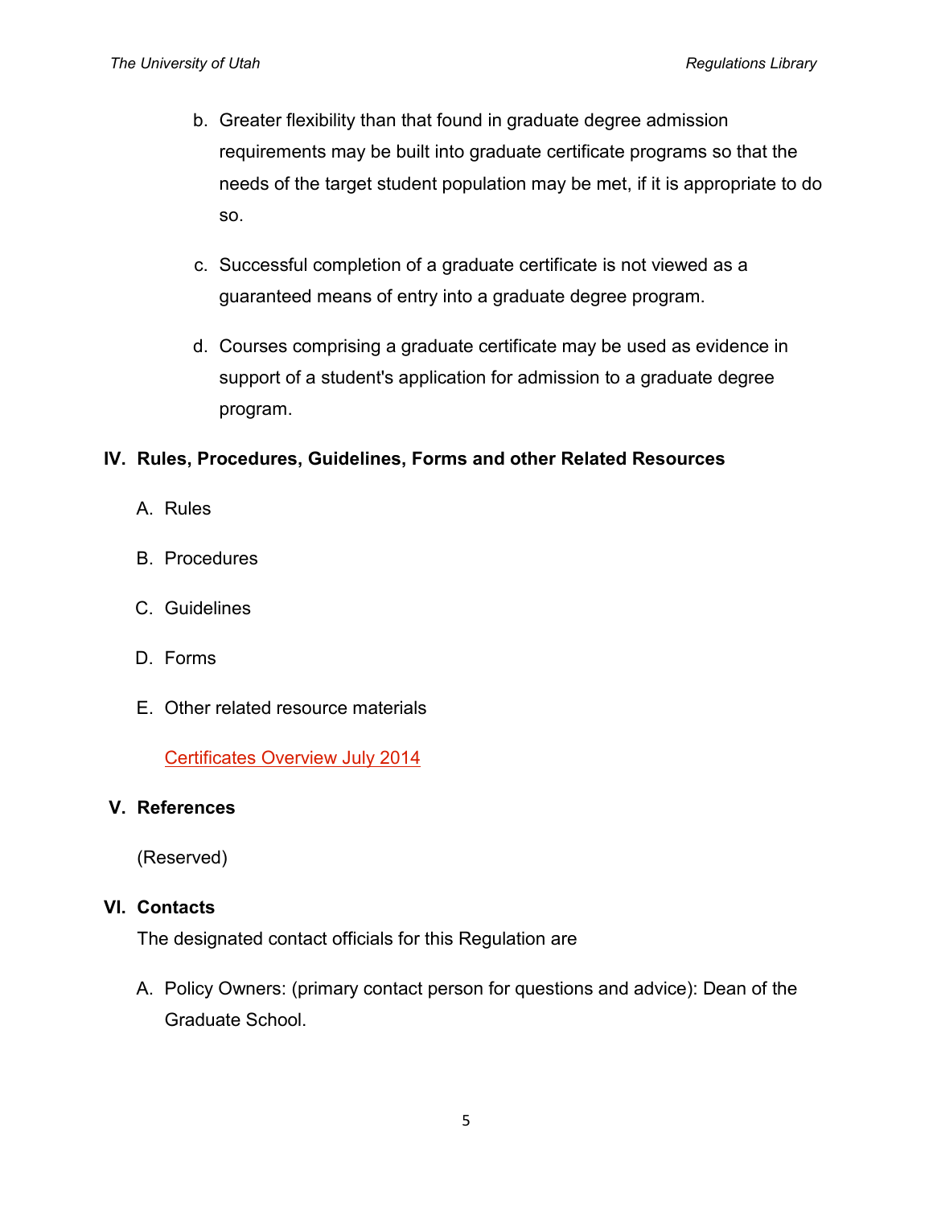b. Greater flexibility than that found in graduate degree admission requirements may be built into graduate certificate programs so that the needs of the target student population may be met, if it is appropriate to do so.

c. Successful completion of a graduate certificate is not viewed as a guaranteed means of entry into a graduate degree program.

d. Courses comprising a graduate certificate may be used as evidence in support of a student's application for admission to a graduate degree program.

## IV. Rules, Procedures, Guidelines, Forms and other Related Resources

A. Rules

B. Procedures

C. Guidelines

D. Forms

E. Other related resource materials

Certificates Overview July 2014

## V. References

(Reserved)

## VI. Contacts

The designated contact officials for this Regulation are

A. Policy Owners: (primary contact person for questions and advice): Dean of the Graduate School.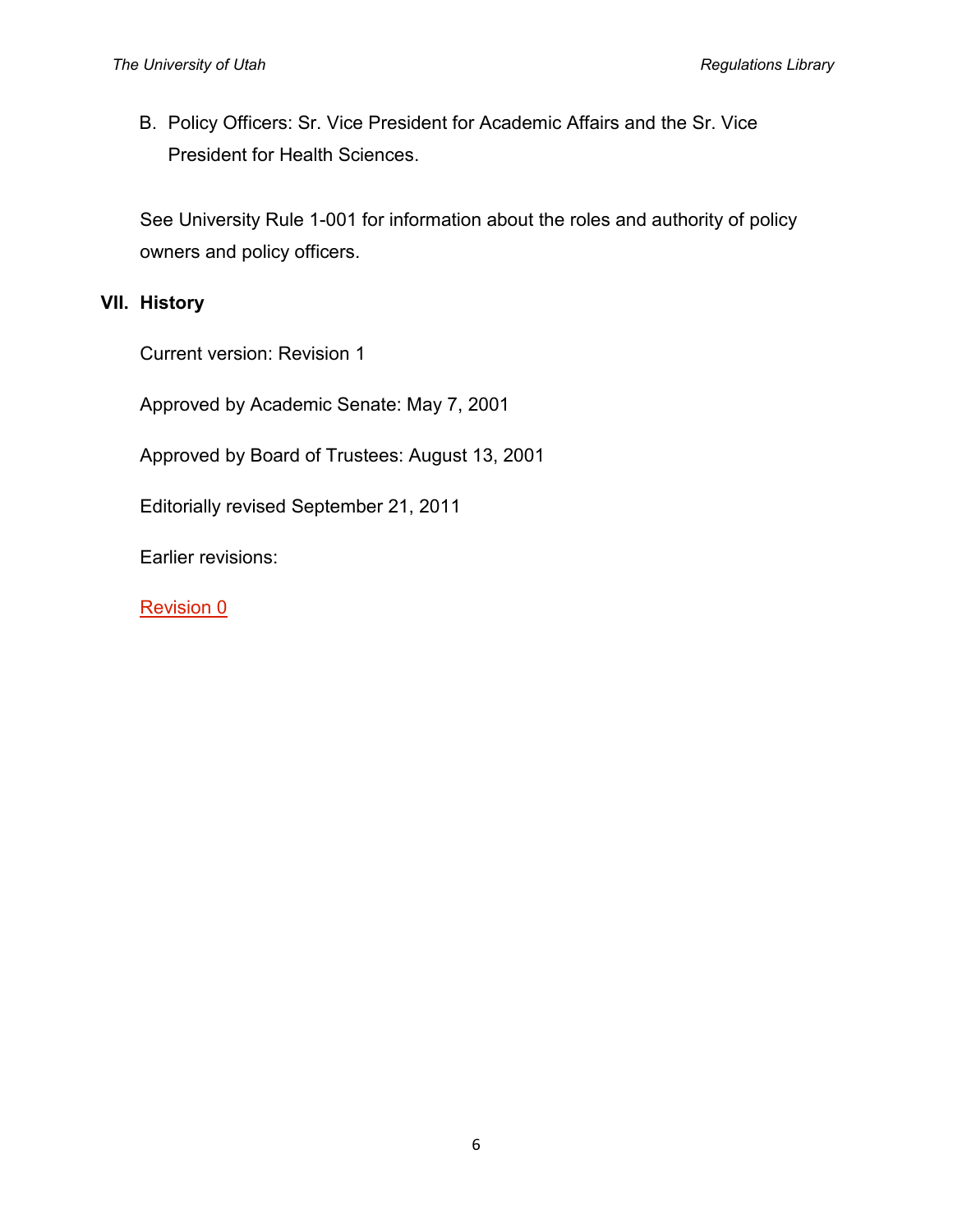B. Policy Officers: Sr. Vice President for Academic Affairs and the Sr. Vice President for Health Sciences.

See University Rule 1-001 for information about the roles and authority of policy owners and policy officers.

## VII. History

Current version: Revision 1

Approved by Academic Senate: May 7, 2001

Approved by Board of Trustees: August 13, 2001

Editorially revised September 21, 2011

Earlier revisions:

Revision 0